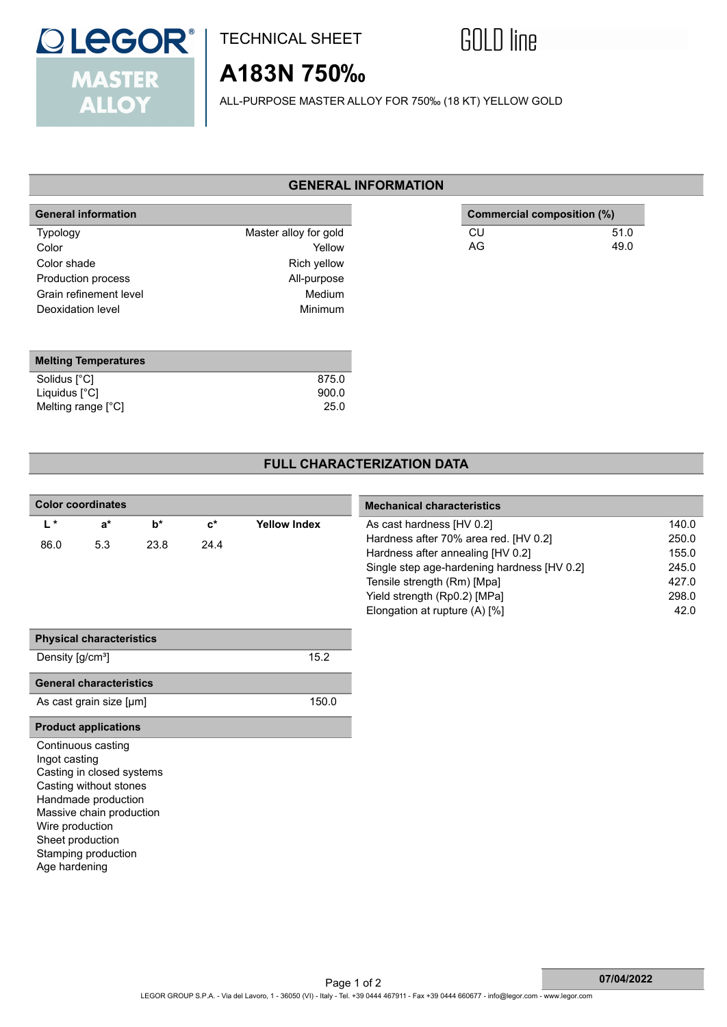LEGOR® MASTER ALLOY

TECHNICAL SHEET

GOLD line

# A183N 750‰

ALL-PURPOSE MASTER ALLOY FOR 750‰ (18 KT) YELLOW GOLD

## GENERAL INFORMATION

| General information | |
|---|---|
| Typology | Master alloy for gold |
| Color | Yellow |
| Color shade | Rich yellow |
| Production process | All-purpose |
| Grain refinement level | Medium |
| Deoxidation level | Minimum |

| Commercial composition (%) | |
|---|---|
| CU | 51.0 |
| AG | 49.0 |

| Melting Temperatures | |
|---|---|
| Solidus [°C] | 875.0 |
| Liquidus [°C] | 900.0 |
| Melting range [°C] | 25.0 |

## FULL CHARACTERIZATION DATA

**Color coordinates**

| L * | a* | b* | c* | Yellow Index |
|---|---|---|---|---|
| 86.0 | 5.3 | 23.8 | 24.4 | |

| Mechanical characteristics | |
|---|---|
| As cast hardness [HV 0.2] | 140.0 |
| Hardness after 70% area red. [HV 0.2] | 250.0 |
| Hardness after annealing [HV 0.2] | 155.0 |
| Single step age-hardening hardness [HV 0.2] | 245.0 |
| Tensile strength (Rm) [Mpa] | 427.0 |
| Yield strength (Rp0.2) [MPa] | 298.0 |
| Elongation at rupture (A) [%] | 42.0 |

| Physical characteristics | |
|---|---|
| Density [g/cm³] | 15.2 |

| General characteristics | |
|---|---|
| As cast grain size [μm] | 150.0 |

**Product applications**

- Continuous casting
- Ingot casting
- Casting in closed systems
- Casting without stones
- Handmade production
- Massive chain production
- Wire production
- Sheet production
- Stamping production
- Age hardening

07/04/2022

LEGOR GROUP S.P.A. - Via del Lavoro, 1 - 36050 (VI) - Italy - Tel. +39 0444 467911 - Fax +39 0444 660677 - info@legor.com - www.legor.com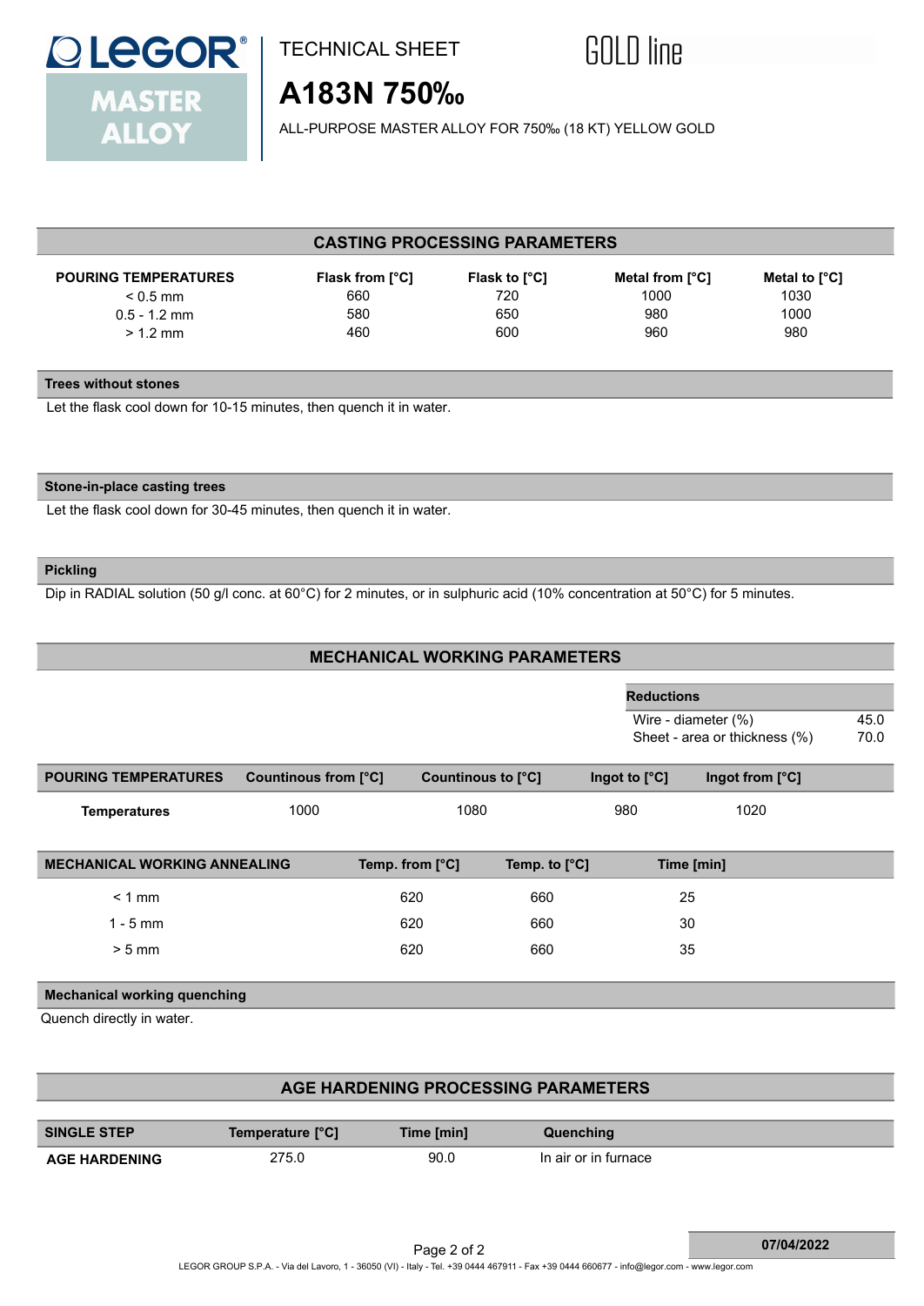LEGOR MASTER ALLOY

TECHNICAL SHEET

GOLD line

# A183N 750‰

ALL-PURPOSE MASTER ALLOY FOR 750‰ (18 KT) YELLOW GOLD

## CASTING PROCESSING PARAMETERS

| POURING TEMPERATURES | Flask from [°C] | Flask to [°C] | Metal from [°C] | Metal to [°C] |
|---|---|---|---|---|
| < 0.5 mm | 660 | 720 | 1000 | 1030 |
| 0.5 - 1.2 mm | 580 | 650 | 980 | 1000 |
| > 1.2 mm | 460 | 600 | 960 | 980 |

### Trees without stones

Let the flask cool down for 10-15 minutes, then quench it in water.

### Stone-in-place casting trees

Let the flask cool down for 30-45 minutes, then quench it in water.

### Pickling

Dip in RADIAL solution (50 g/l conc. at 60°C) for 2 minutes, or in sulphuric acid (10% concentration at 50°C) for 5 minutes.

## MECHANICAL WORKING PARAMETERS

| Reductions | |
|---|---|
| Wire - diameter (%) | 45.0 |
| Sheet - area or thickness (%) | 70.0 |

| POURING TEMPERATURES | Countinous from [°C] | Countinous to [°C] | Ingot to [°C] | Ingot from [°C] |
|---|---|---|---|---|
| **Temperatures** | 1000 | 1080 | 980 | 1020 |

| MECHANICAL WORKING ANNEALING | Temp. from [°C] | Temp. to [°C] | Time [min] |
|---|---|---|---|
| < 1 mm | 620 | 660 | 25 |
| 1 - 5 mm | 620 | 660 | 30 |
| > 5 mm | 620 | 660 | 35 |

### Mechanical working quenching

Quench directly in water.

## AGE HARDENING PROCESSING PARAMETERS

| SINGLE STEP | Temperature [°C] | Time [min] | Quenching |
|---|---|---|---|
| **AGE HARDENING** | 275.0 | 90.0 | In air or in furnace |

07/04/2022

LEGOR GROUP S.P.A. - Via del Lavoro, 1 - 36050 (VI) - Italy - Tel. +39 0444 467911 - Fax +39 0444 660677 - info@legor.com - www.legor.com